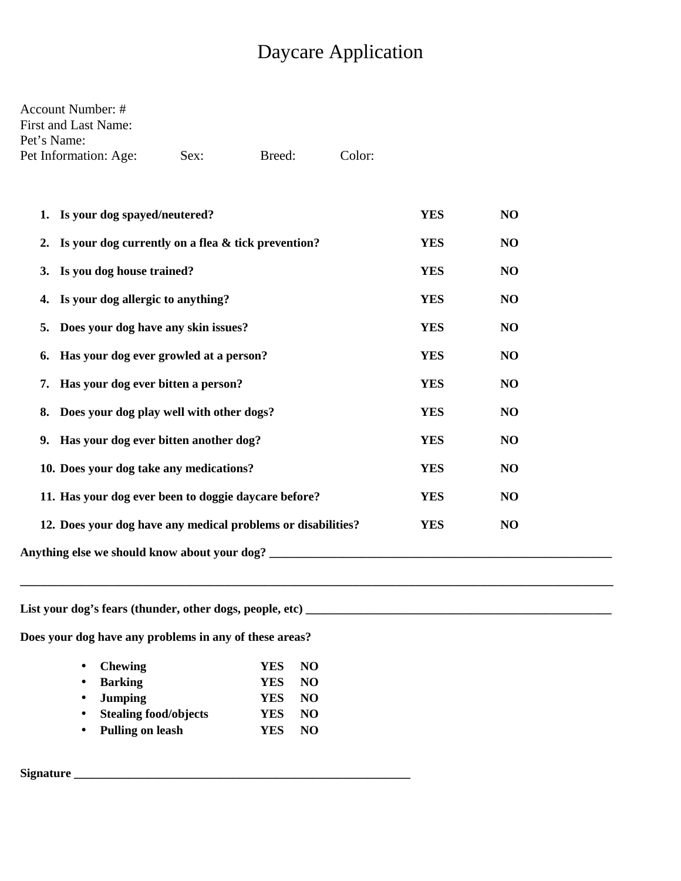# Daycare Application

Account Number: #
First and Last Name:
Pet's Name:
Pet Information: Age: Sex: Breed: Color:

1. **Is your dog spayed/neutered?** **YES** **NO**
2. **Is your dog currently on a flea & tick prevention?** **YES** **NO**
3. **Is you dog house trained?** **YES** **NO**
4. **Is your dog allergic to anything?** **YES** **NO**
5. **Does your dog have any skin issues?** **YES** **NO**
6. **Has your dog ever growled at a person?** **YES** **NO**
7. **Has your dog ever bitten a person?** **YES** **NO**
8. **Does your dog play well with other dogs?** **YES** **NO**
9. **Has your dog ever bitten another dog?** **YES** **NO**
10. **Does your dog take any medications?** **YES** **NO**
11. **Has your dog ever been to doggie daycare before?** **YES** **NO**
12. **Does your dog have any medical problems or disabilities?** **YES** **NO**

**Anything else we should know about your dog? ___________________________________________________________**

**_____________________________________________________________________________________________________**

**List your dog's fears (thunder, other dogs, people, etc) ____________________________________________________**

**Does your dog have any problems in any of these areas?**

- **Chewing** **YES** **NO**
- **Barking** **YES** **NO**
- **Jumping** **YES** **NO**
- **Stealing food/objects** **YES** **NO**
- **Pulling on leash** **YES** **NO**

**Signature _________________________________________________________**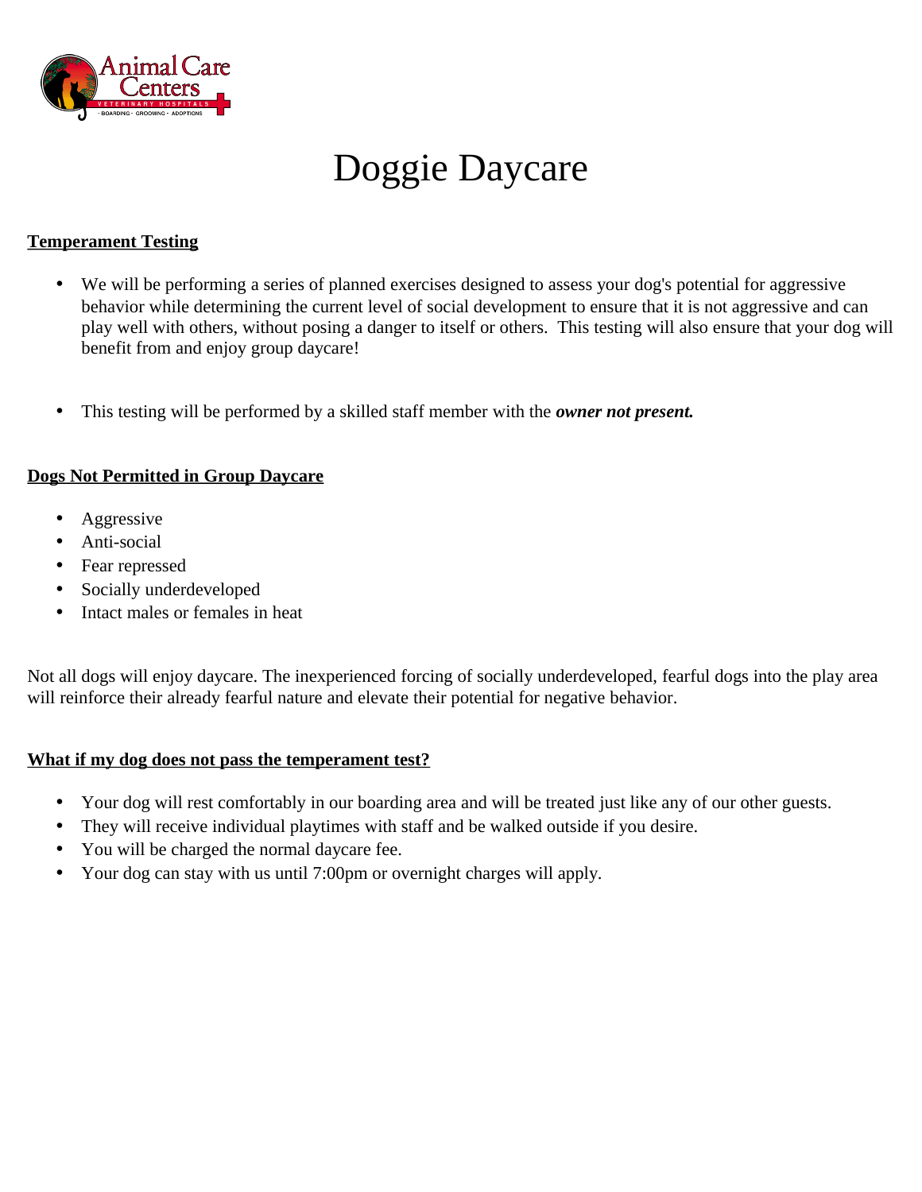# Doggie Daycare

**Temperament Testing**

- We will be performing a series of planned exercises designed to assess your dog's potential for aggressive behavior while determining the current level of social development to ensure that it is not aggressive and can play well with others, without posing a danger to itself or others. This testing will also ensure that your dog will benefit from and enjoy group daycare!

- This testing will be performed by a skilled staff member with the ***owner not present.***

**Dogs Not Permitted in Group Daycare**

- Aggressive
- Anti-social
- Fear repressed
- Socially underdeveloped
- Intact males or females in heat

Not all dogs will enjoy daycare. The inexperienced forcing of socially underdeveloped, fearful dogs into the play area will reinforce their already fearful nature and elevate their potential for negative behavior.

**What if my dog does not pass the temperament test?**

- Your dog will rest comfortably in our boarding area and will be treated just like any of our other guests.
- They will receive individual playtimes with staff and be walked outside if you desire.
- You will be charged the normal daycare fee.
- Your dog can stay with us until 7:00pm or overnight charges will apply.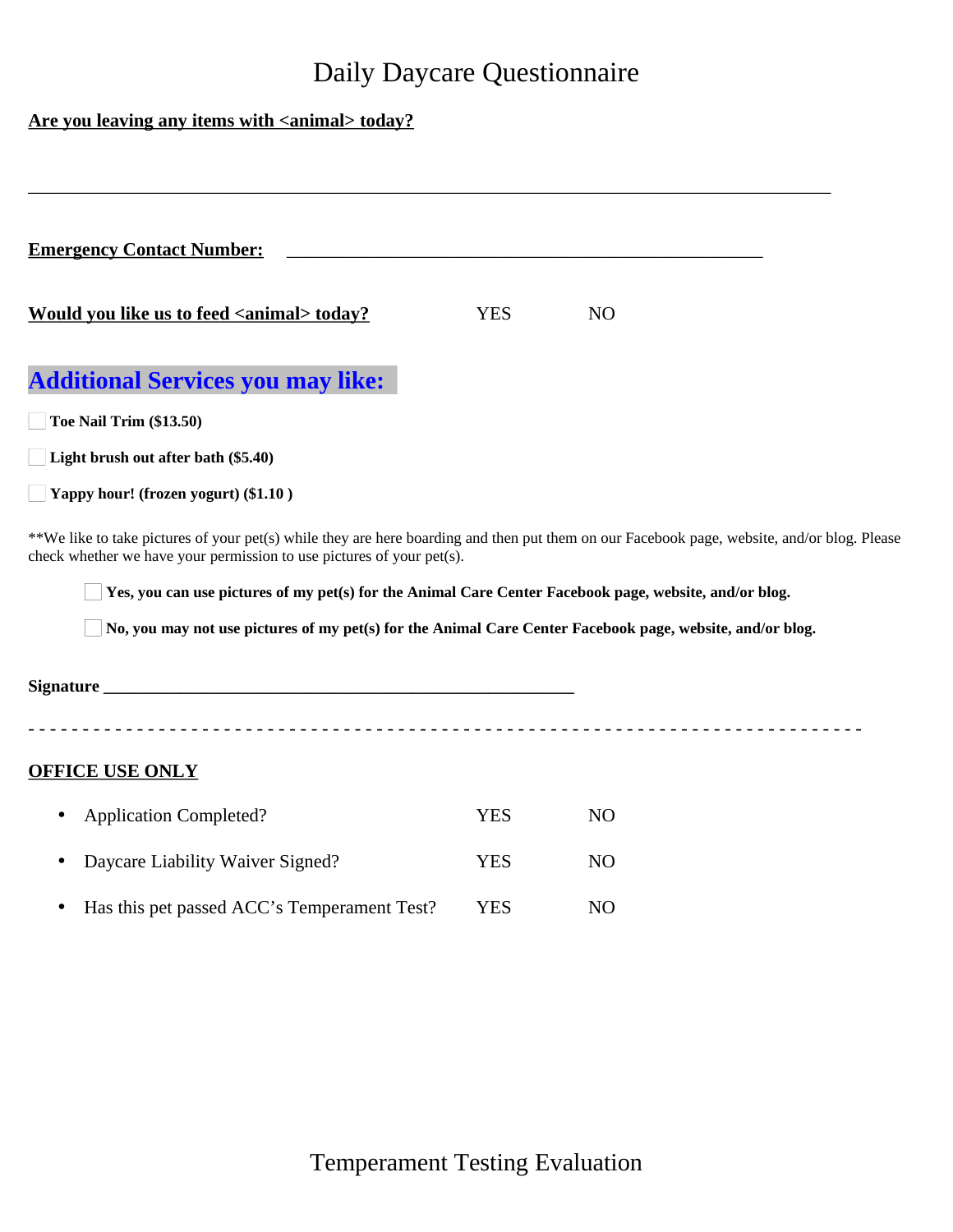# Daily Daycare Questionnaire

**Are you leaving any items with <animal> today?**

_______________________________________________________________________________

**Emergency Contact Number:** _______________________________________________

**Would you like us to feed <animal> today?** YES NO

## Additional Services you may like:

- ☐ **Toe Nail Trim ($13.50)**
- ☐ **Light brush out after bath ($5.40)**
- ☐ **Yappy hour! (frozen yogurt) ($1.10 )**

**We like to take pictures of your pet(s) while they are here boarding and then put them on our Facebook page, website, and/or blog. Please check whether we have your permission to use pictures of your pet(s).

- ☐ **Yes, you can use pictures of my pet(s) for the Animal Care Center Facebook page, website, and/or blog.**
- ☐ **No, you may not use pictures of my pet(s) for the Animal Care Center Facebook page, website, and/or blog.**

**Signature** ______________________________________________

- - - - - - - - - - - - - - - - - - - - - - - - - - - - - - - - - - - - - - - - - - - - - - - - - - - - - - - - - - - - - - - - - -

**OFFICE USE ONLY**

- Application Completed? YES NO
- Daycare Liability Waiver Signed? YES NO
- Has this pet passed ACC's Temperament Test? YES NO

# Temperament Testing Evaluation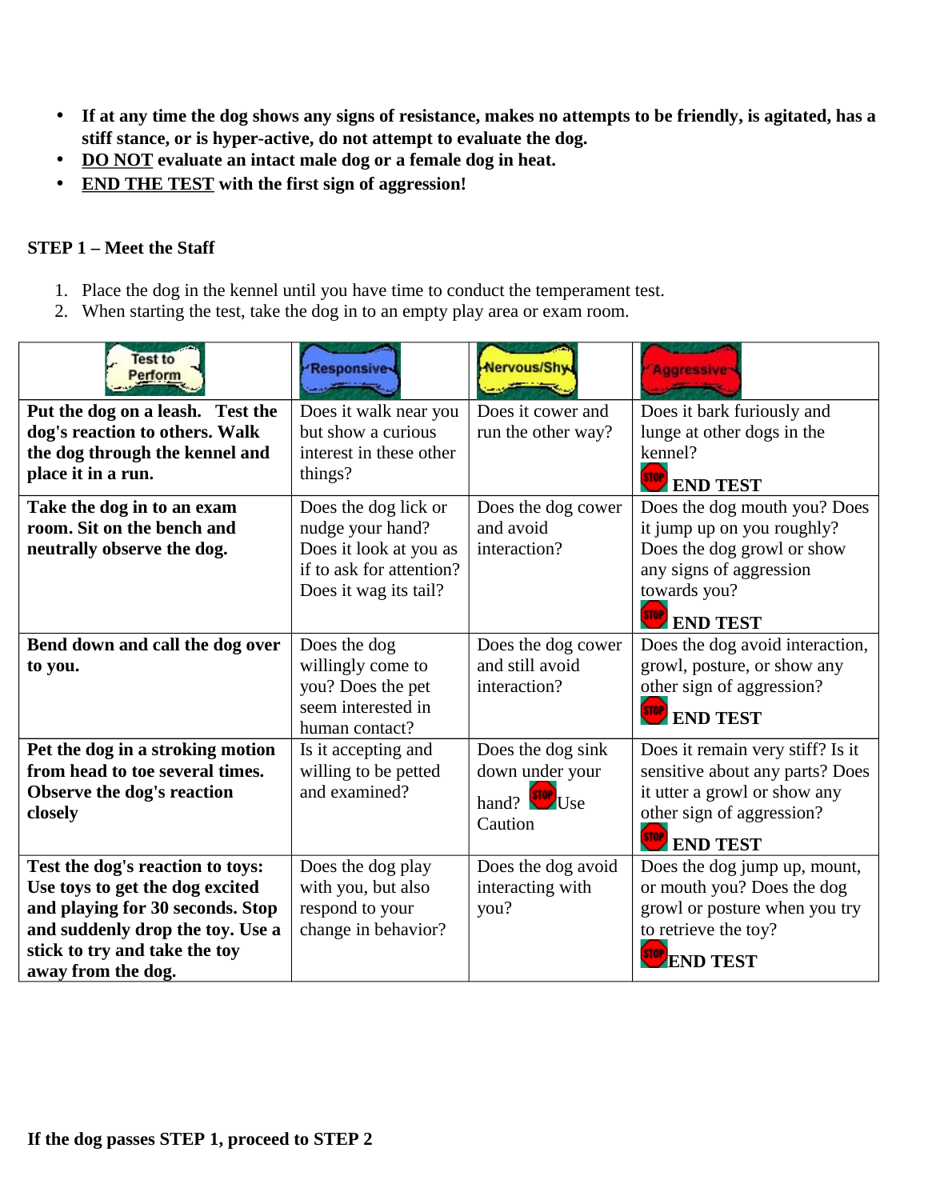- **If at any time the dog shows any signs of resistance, makes no attempts to be friendly, is agitated, has a stiff stance, or is hyper-active, do not attempt to evaluate the dog.**
- **<u>DO NOT</u> evaluate an intact male dog or a female dog in heat.**
- **<u>END THE TEST</u> with the first sign of aggression!**

**STEP 1 – Meet the Staff**

1. Place the dog in the kennel until you have time to conduct the temperament test.
2. When starting the test, take the dog in to an empty play area or exam room.

| Test to Perform | Responsive | Nervous/Shy | Aggressive |
|---|---|---|---|
| **Put the dog on a leash. Test the dog's reaction to others. Walk the dog through the kennel and place it in a run.** | Does it walk near you but show a curious interest in these other things? | Does it cower and run the other way? | Does it bark furiously and lunge at other dogs in the kennel? STOP **END TEST** |
| **Take the dog in to an exam room. Sit on the bench and neutrally observe the dog.** | Does the dog lick or nudge your hand? Does it look at you as if to ask for attention? Does it wag its tail? | Does the dog cower and avoid interaction? | Does the dog mouth you? Does it jump up on you roughly? Does the dog growl or show any signs of aggression towards you? STOP **END TEST** |
| **Bend down and call the dog over to you.** | Does the dog willingly come to you? Does the pet seem interested in human contact? | Does the dog cower and still avoid interaction? | Does the dog avoid interaction, growl, posture, or show any other sign of aggression? STOP **END TEST** |
| **Pet the dog in a stroking motion from head to toe several times. Observe the dog's reaction closely** | Is it accepting and willing to be petted and examined? | Does the dog sink down under your hand? STOP Use Caution | Does it remain very stiff? Is it sensitive about any parts? Does it utter a growl or show any other sign of aggression? STOP **END TEST** |
| **Test the dog's reaction to toys: Use toys to get the dog excited and playing for 30 seconds. Stop and suddenly drop the toy. Use a stick to try and take the toy away from the dog.** | Does the dog play with you, but also respond to your change in behavior? | Does the dog avoid interacting with you? | Does the dog jump up, mount, or mouth you? Does the dog growl or posture when you try to retrieve the toy? STOP **END TEST** |

**If the dog passes STEP 1, proceed to STEP 2**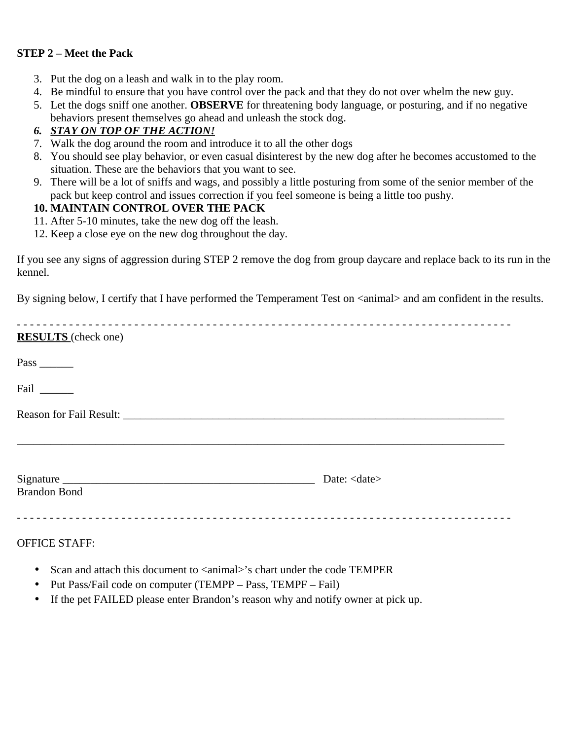**STEP 2 – Meet the Pack**

3. Put the dog on a leash and walk in to the play room.
4. Be mindful to ensure that you have control over the pack and that they do not over whelm the new guy.
5. Let the dogs sniff one another. **OBSERVE** for threatening body language, or posturing, and if no negative behaviors present themselves go ahead and unleash the stock dog.
6. ***<u>STAY ON TOP OF THE ACTION!</u>***
7. Walk the dog around the room and introduce it to all the other dogs
8. You should see play behavior, or even casual disinterest by the new dog after he becomes accustomed to the situation. These are the behaviors that you want to see.
9. There will be a lot of sniffs and wags, and possibly a little posturing from some of the senior member of the pack but keep control and issues correction if you feel someone is being a little too pushy.
10. **MAINTAIN CONTROL OVER THE PACK**
11. After 5-10 minutes, take the new dog off the leash.
12. Keep a close eye on the new dog throughout the day.

If you see any signs of aggression during STEP 2 remove the dog from group daycare and replace back to its run in the kennel.

By signing below, I certify that I have performed the Temperament Test on <animal> and am confident in the results.

- - - - - - - - - - - - - - - - - - - - - - - - - - - - - - - - - - - - - - - - - - - - - - - - - - - - - - - - - - - - - - - - - - - - - - - - - - - -

**<u>RESULTS</u>** (check one)

Pass ______

Fail ______

Reason for Fail Result: ______________________________________________________________________

______________________________________________________________________________________

Signature _____________________________________________ Date: <date>
Brandon Bond

- - - - - - - - - - - - - - - - - - - - - - - - - - - - - - - - - - - - - - - - - - - - - - - - - - - - - - - - - - - - - - - - - - - - - - - - - - - -

OFFICE STAFF:

- Scan and attach this document to <animal>'s chart under the code TEMPER
- Put Pass/Fail code on computer (TEMPP – Pass, TEMPF – Fail)
- If the pet FAILED please enter Brandon's reason why and notify owner at pick up.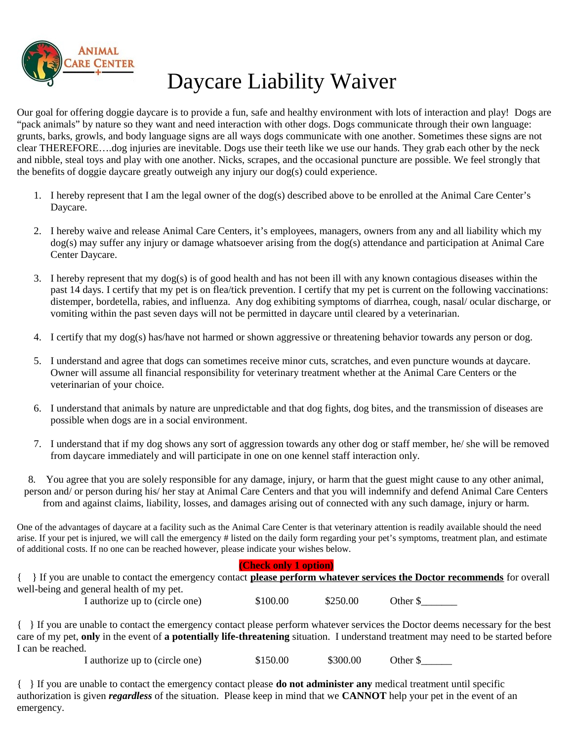# Daycare Liability Waiver

Our goal for offering doggie daycare is to provide a fun, safe and healthy environment with lots of interaction and play! Dogs are "pack animals" by nature so they want and need interaction with other dogs. Dogs communicate through their own language: grunts, barks, growls, and body language signs are all ways dogs communicate with one another. Sometimes these signs are not clear THEREFORE….dog injuries are inevitable. Dogs use their teeth like we use our hands. They grab each other by the neck and nibble, steal toys and play with one another. Nicks, scrapes, and the occasional puncture are possible. We feel strongly that the benefits of doggie daycare greatly outweigh any injury our dog(s) could experience.

1. I hereby represent that I am the legal owner of the dog(s) described above to be enrolled at the Animal Care Center's Daycare.
2. I hereby waive and release Animal Care Centers, it's employees, managers, owners from any and all liability which my dog(s) may suffer any injury or damage whatsoever arising from the dog(s) attendance and participation at Animal Care Center Daycare.
3. I hereby represent that my dog(s) is of good health and has not been ill with any known contagious diseases within the past 14 days. I certify that my pet is on flea/tick prevention. I certify that my pet is current on the following vaccinations: distemper, bordetella, rabies, and influenza. Any dog exhibiting symptoms of diarrhea, cough, nasal/ ocular discharge, or vomiting within the past seven days will not be permitted in daycare until cleared by a veterinarian.
4. I certify that my dog(s) has/have not harmed or shown aggressive or threatening behavior towards any person or dog.
5. I understand and agree that dogs can sometimes receive minor cuts, scratches, and even puncture wounds at daycare. Owner will assume all financial responsibility for veterinary treatment whether at the Animal Care Centers or the veterinarian of your choice.
6. I understand that animals by nature are unpredictable and that dog fights, dog bites, and the transmission of diseases are possible when dogs are in a social environment.
7. I understand that if my dog shows any sort of aggression towards any other dog or staff member, he/ she will be removed from daycare immediately and will participate in one on one kennel staff interaction only.
8. You agree that you are solely responsible for any damage, injury, or harm that the guest might cause to any other animal, person and/ or person during his/ her stay at Animal Care Centers and that you will indemnify and defend Animal Care Centers from and against claims, liability, losses, and damages arising out of connected with any such damage, injury or harm.

One of the advantages of daycare at a facility such as the Animal Care Center is that veterinary attention is readily available should the need arise. If your pet is injured, we will call the emergency # listed on the daily form regarding your pet's symptoms, treatment plan, and estimate of additional costs. If no one can be reached however, please indicate your wishes below.

**(Check only 1 option)**

{ } If you are unable to contact the emergency contact **please perform whatever services the Doctor recommends** for overall well-being and general health of my pet.

I authorize up to (circle one) $100.00 $250.00 Other $_______

{ } If you are unable to contact the emergency contact please perform whatever services the Doctor deems necessary for the best care of my pet, **only** in the event of **a potentially life-threatening** situation. I understand treatment may need to be started before I can be reached.

I authorize up to (circle one) $150.00 $300.00 Other $______

{ } If you are unable to contact the emergency contact please **do not administer any** medical treatment until specific authorization is given ***regardless*** of the situation. Please keep in mind that we **CANNOT** help your pet in the event of an emergency.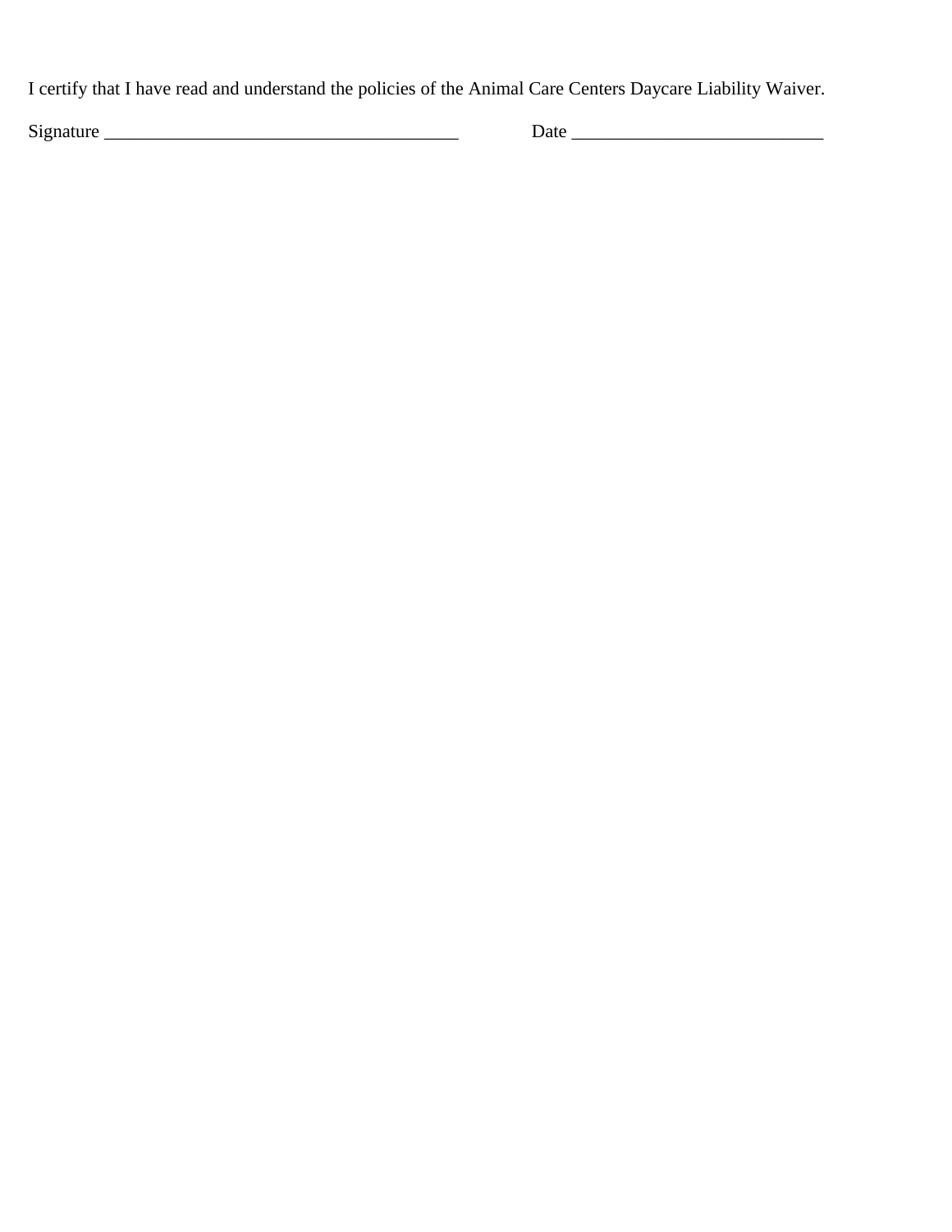I certify that I have read and understand the policies of the Animal Care Centers Daycare Liability Waiver.

Signature ______________________________________ Date ___________________________